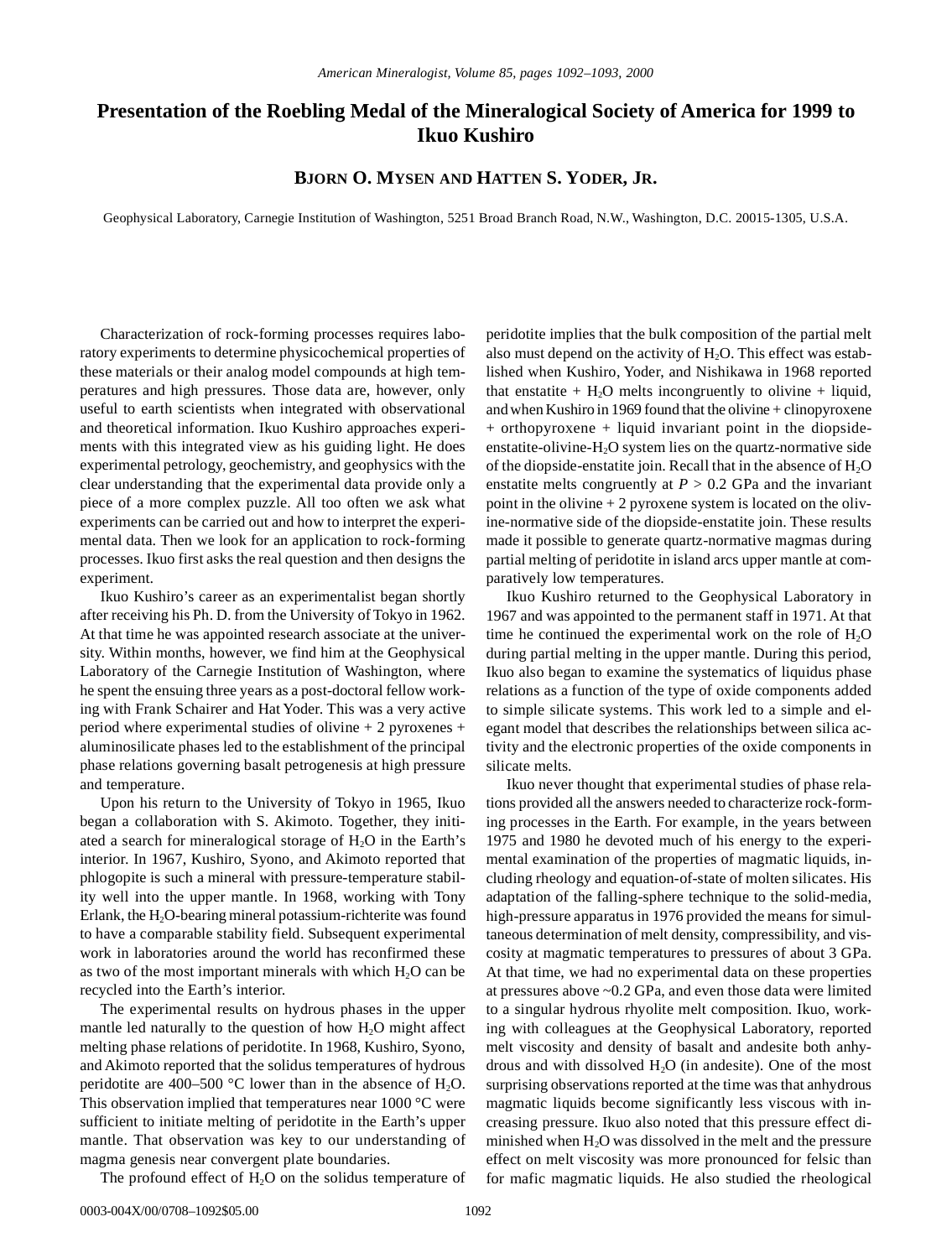# Presentation of the Roebling Medal of the Mineralogical Society of America for 1999 to Ikuo Kushiro

**Bjorn O. Mysen and Hatten S. Yoder, Jr.**

Geophysical Laboratory, Carnegie Institution of Washington, 5251 Broad Branch Road, N.W., Washington, D.C. 20015-1305, U.S.A.

Characterization of rock-forming processes requires laboratory experiments to determine physicochemical properties of these materials or their analog model compounds at high temperatures and high pressures. Those data are, however, only useful to earth scientists when integrated with observational and theoretical information. Ikuo Kushiro approaches experiments with this integrated view as his guiding light. He does experimental petrology, geochemistry, and geophysics with the clear understanding that the experimental data provide only a piece of a more complex puzzle. All too often we ask what experiments can be carried out and how to interpret the experimental data. Then we look for an application to rock-forming processes. Ikuo first asks the real question and then designs the experiment.

Ikuo Kushiro's career as an experimentalist began shortly after receiving his Ph. D. from the University of Tokyo in 1962. At that time he was appointed research associate at the university. Within months, however, we find him at the Geophysical Laboratory of the Carnegie Institution of Washington, where he spent the ensuing three years as a post-doctoral fellow working with Frank Schairer and Hat Yoder. This was a very active period where experimental studies of olivine + 2 pyroxenes + aluminosilicate phases led to the establishment of the principal phase relations governing basalt petrogenesis at high pressure and temperature.

Upon his return to the University of Tokyo in 1965, Ikuo began a collaboration with S. Akimoto. Together, they initiated a search for mineralogical storage of $H_2O$ in the Earth's interior. In 1967, Kushiro, Syono, and Akimoto reported that phlogopite is such a mineral with pressure-temperature stability well into the upper mantle. In 1968, working with Tony Erlank, the $H_2O$-bearing mineral potassium-richterite was found to have a comparable stability field. Subsequent experimental work in laboratories around the world has reconfirmed these as two of the most important minerals with which $H_2O$ can be recycled into the Earth's interior.

The experimental results on hydrous phases in the upper mantle led naturally to the question of how $H_2O$ might affect melting phase relations of peridotite. In 1968, Kushiro, Syono, and Akimoto reported that the solidus temperatures of hydrous peridotite are 400–500 °C lower than in the absence of $H_2O$. This observation implied that temperatures near 1000 °C were sufficient to initiate melting of peridotite in the Earth's upper mantle. That observation was key to our understanding of magma genesis near convergent plate boundaries.

The profound effect of $H_2O$ on the solidus temperature of peridotite implies that the bulk composition of the partial melt also must depend on the activity of $H_2O$. This effect was established when Kushiro, Yoder, and Nishikawa in 1968 reported that enstatite + $H_2O$ melts incongruently to olivine + liquid, and when Kushiro in 1969 found that the olivine + clinopyroxene + orthopyroxene + liquid invariant point in the diopside-enstatite-olivine-$H_2O$ system lies on the quartz-normative side of the diopside-enstatite join. Recall that in the absence of $H_2O$ enstatite melts congruently at $P > 0.2$ GPa and the invariant point in the olivine + 2 pyroxene system is located on the olivine-normative side of the diopside-enstatite join. These results made it possible to generate quartz-normative magmas during partial melting of peridotite in island arcs upper mantle at comparatively low temperatures.

Ikuo Kushiro returned to the Geophysical Laboratory in 1967 and was appointed to the permanent staff in 1971. At that time he continued the experimental work on the role of $H_2O$ during partial melting in the upper mantle. During this period, Ikuo also began to examine the systematics of liquidus phase relations as a function of the type of oxide components added to simple silicate systems. This work led to a simple and elegant model that describes the relationships between silica activity and the electronic properties of the oxide components in silicate melts.

Ikuo never thought that experimental studies of phase relations provided all the answers needed to characterize rock-forming processes in the Earth. For example, in the years between 1975 and 1980 he devoted much of his energy to the experimental examination of the properties of magmatic liquids, including rheology and equation-of-state of molten silicates. His adaptation of the falling-sphere technique to the solid-media, high-pressure apparatus in 1976 provided the means for simultaneous determination of melt density, compressibility, and viscosity at magmatic temperatures to pressures of about 3 GPa. At that time, we had no experimental data on these properties at pressures above ~0.2 GPa, and even those data were limited to a singular hydrous rhyolite melt composition. Ikuo, working with colleagues at the Geophysical Laboratory, reported melt viscosity and density of basalt and andesite both anhydrous and with dissolved $H_2O$ (in andesite). One of the most surprising observations reported at the time was that anhydrous magmatic liquids become significantly less viscous with increasing pressure. Ikuo also noted that this pressure effect diminished when $H_2O$ was dissolved in the melt and the pressure effect on melt viscosity was more pronounced for felsic than for mafic magmatic liquids. He also studied the rheological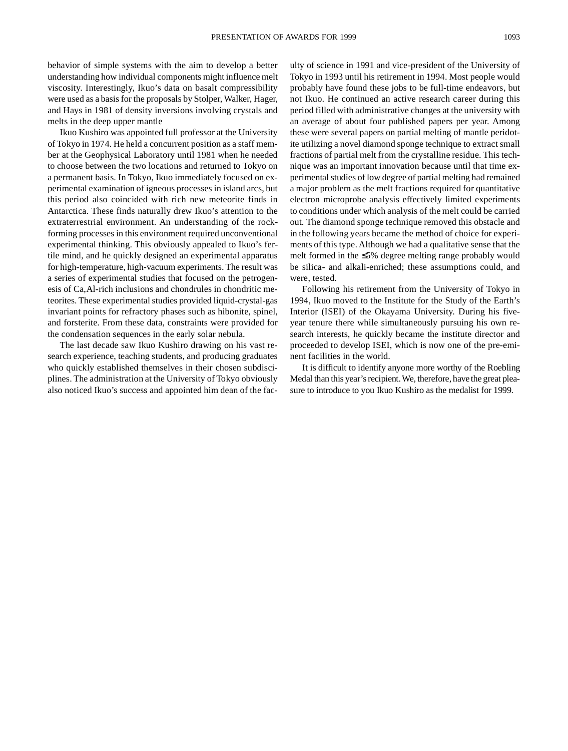behavior of simple systems with the aim to develop a better understanding how individual components might influence melt viscosity. Interestingly, Ikuo's data on basalt compressibility were used as a basis for the proposals by Stolper, Walker, Hager, and Hays in 1981 of density inversions involving crystals and melts in the deep upper mantle

Ikuo Kushiro was appointed full professor at the University of Tokyo in 1974. He held a concurrent position as a staff member at the Geophysical Laboratory until 1981 when he needed to choose between the two locations and returned to Tokyo on a permanent basis. In Tokyo, Ikuo immediately focused on experimental examination of igneous processes in island arcs, but this period also coincided with rich new meteorite finds in Antarctica. These finds naturally drew Ikuo's attention to the extraterrestrial environment. An understanding of the rock-forming processes in this environment required unconventional experimental thinking. This obviously appealed to Ikuo's fertile mind, and he quickly designed an experimental apparatus for high-temperature, high-vacuum experiments. The result was a series of experimental studies that focused on the petrogenesis of Ca,Al-rich inclusions and chondrules in chondritic meteorites. These experimental studies provided liquid-crystal-gas invariant points for refractory phases such as hibonite, spinel, and forsterite. From these data, constraints were provided for the condensation sequences in the early solar nebula.

The last decade saw Ikuo Kushiro drawing on his vast research experience, teaching students, and producing graduates who quickly established themselves in their chosen subdisciplines. The administration at the University of Tokyo obviously also noticed Ikuo's success and appointed him dean of the faculty of science in 1991 and vice-president of the University of Tokyo in 1993 until his retirement in 1994. Most people would probably have found these jobs to be full-time endeavors, but not Ikuo. He continued an active research career during this period filled with administrative changes at the university with an average of about four published papers per year. Among these were several papers on partial melting of mantle peridotite utilizing a novel diamond sponge technique to extract small fractions of partial melt from the crystalline residue. This technique was an important innovation because until that time experimental studies of low degree of partial melting had remained a major problem as the melt fractions required for quantitative electron microprobe analysis effectively limited experiments to conditions under which analysis of the melt could be carried out. The diamond sponge technique removed this obstacle and in the following years became the method of choice for experiments of this type. Although we had a qualitative sense that the melt formed in the $\leq$5% degree melting range probably would be silica- and alkali-enriched; these assumptions could, and were, tested.

Following his retirement from the University of Tokyo in 1994, Ikuo moved to the Institute for the Study of the Earth's Interior (ISEI) of the Okayama University. During his five-year tenure there while simultaneously pursuing his own research interests, he quickly became the institute director and proceeded to develop ISEI, which is now one of the pre-eminent facilities in the world.

It is difficult to identify anyone more worthy of the Roebling Medal than this year's recipient. We, therefore, have the great pleasure to introduce to you Ikuo Kushiro as the medalist for 1999.